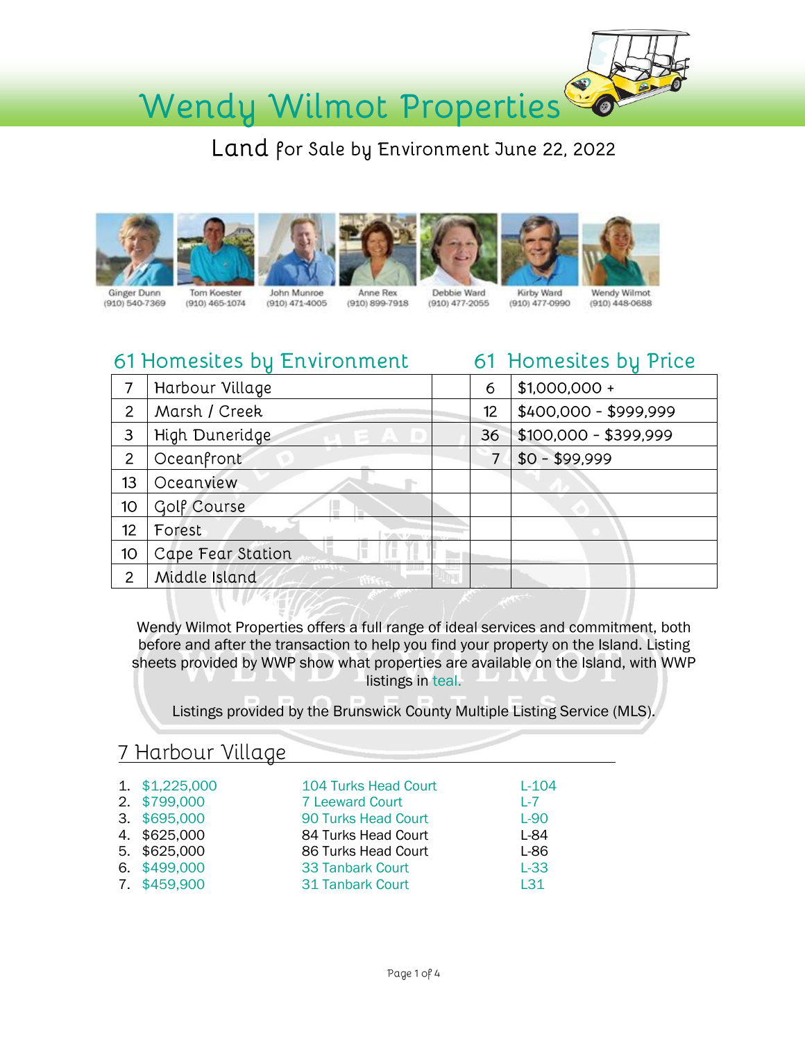# Wendy Wilmot Properties

## Land for Sale by Environment June 22, 2022

Ginger Dunn (910) 540-7369
Tom Koester (910) 465-1074
John Munroe (910) 471-4005
Anne Rex (910) 899-7918
Debbie Ward (910) 477-2055
Kirby Ward (910) 477-0990
Wendy Wilmot (910) 448-0688

| 61 Homesites by Environment | | | 61 Homesites by Price | |
|---|---|---|---|---|
| 7 | Harbour Village | | 6 | $1,000,000 + |
| 2 | Marsh / Creek | | 12 | $400,000 - $999,999 |
| 3 | High Duneridge | | 36 | $100,000 - $399,999 |
| 2 | Oceanfront | | 7 | $0 - $99,999 |
| 13 | Oceanview | | | |
| 10 | Golf Course | | | |
| 12 | Forest | | | |
| 10 | Cape Fear Station | | | |
| 2 | Middle Island | | | |

Wendy Wilmot Properties offers a full range of ideal services and commitment, both before and after the transaction to help you find your property on the Island. Listing sheets provided by WWP show what properties are available on the Island, with WWP listings in teal.

Listings provided by the Brunswick County Multiple Listing Service (MLS).

## 7 Harbour Village

1. $1,225,000 — 104 Turks Head Court — L-104
2. $799,000 — 7 Leeward Court — L-7
3. $695,000 — 90 Turks Head Court — L-90
4. $625,000 — 84 Turks Head Court — L-84
5. $625,000 — 86 Turks Head Court — L-86
6. $499,000 — 33 Tanbark Court — L-33
7. $459,900 — 31 Tanbark Court — L31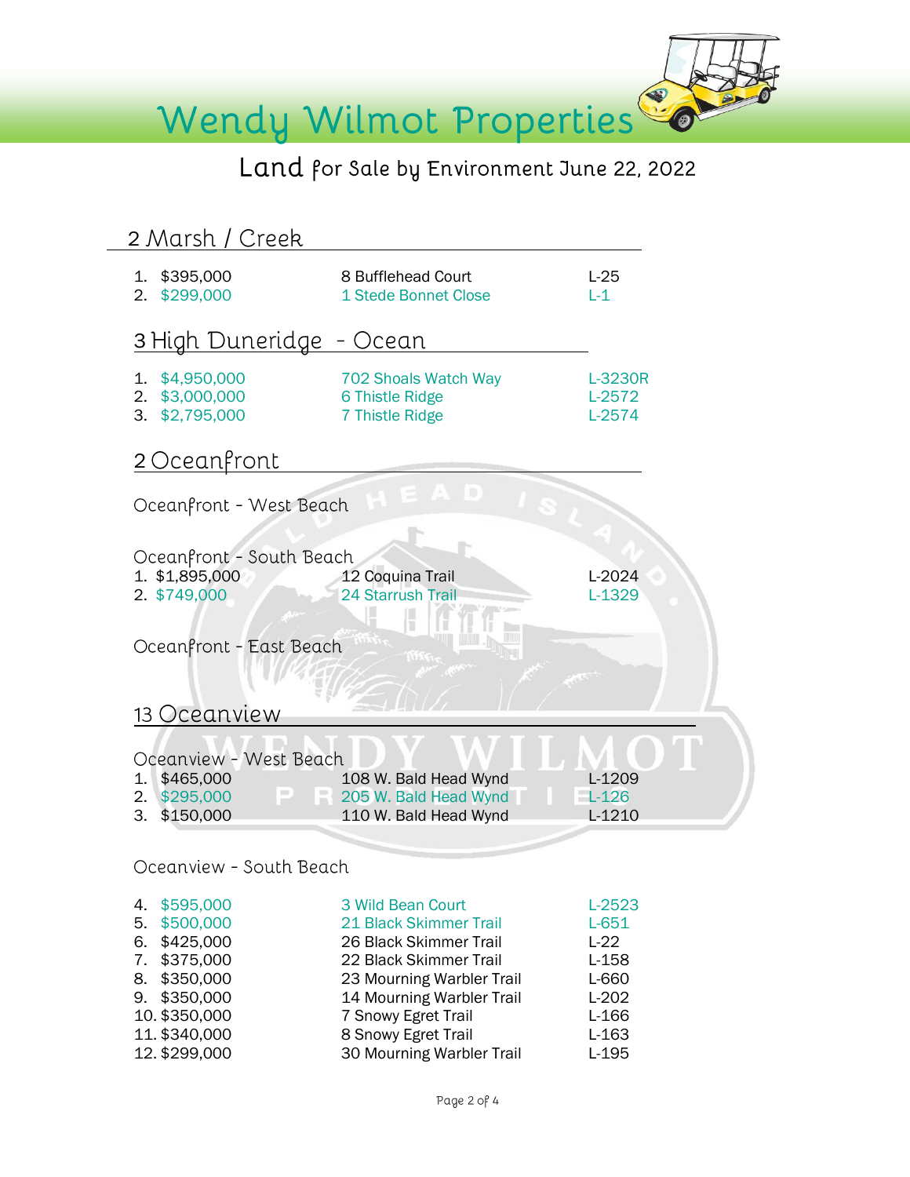# Wendy Wilmot Properties

## Land for Sale by Environment June 22, 2022

## 2 Marsh / Creek

| | Price | Address | Lot |
|---|---|---|---|
| 1. | $395,000 | 8 Bufflehead Court | L-25 |
| 2. | $299,000 | 1 Stede Bonnet Close | L-1 |

## 3 High Duneridge - Ocean

| | Price | Address | Lot |
|---|---|---|---|
| 1. | $4,950,000 | 702 Shoals Watch Way | L-3230R |
| 2. | $3,000,000 | 6 Thistle Ridge | L-2572 |
| 3. | $2,795,000 | 7 Thistle Ridge | L-2574 |

## 2 Oceanfront

### Oceanfront - West Beach

### Oceanfront - South Beach

| | Price | Address | Lot |
|---|---|---|---|
| 1. | $1,895,000 | 12 Coquina Trail | L-2024 |
| 2. | $749,000 | 24 Starrush Trail | L-1329 |

### Oceanfront - East Beach

## 13 Oceanview

### Oceanview - West Beach

| | Price | Address | Lot |
|---|---|---|---|
| 1. | $465,000 | 108 W. Bald Head Wynd | L-1209 |
| 2. | $295,000 | 205 W. Bald Head Wynd | L-126 |
| 3. | $150,000 | 110 W. Bald Head Wynd | L-1210 |

### Oceanview - South Beach

| | Price | Address | Lot |
|---|---|---|---|
| 4. | $595,000 | 3 Wild Bean Court | L-2523 |
| 5. | $500,000 | 21 Black Skimmer Trail | L-651 |
| 6. | $425,000 | 26 Black Skimmer Trail | L-22 |
| 7. | $375,000 | 22 Black Skimmer Trail | L-158 |
| 8. | $350,000 | 23 Mourning Warbler Trail | L-660 |
| 9. | $350,000 | 14 Mourning Warbler Trail | L-202 |
| 10. | $350,000 | 7 Snowy Egret Trail | L-166 |
| 11. | $340,000 | 8 Snowy Egret Trail | L-163 |
| 12. | $299,000 | 30 Mourning Warbler Trail | L-195 |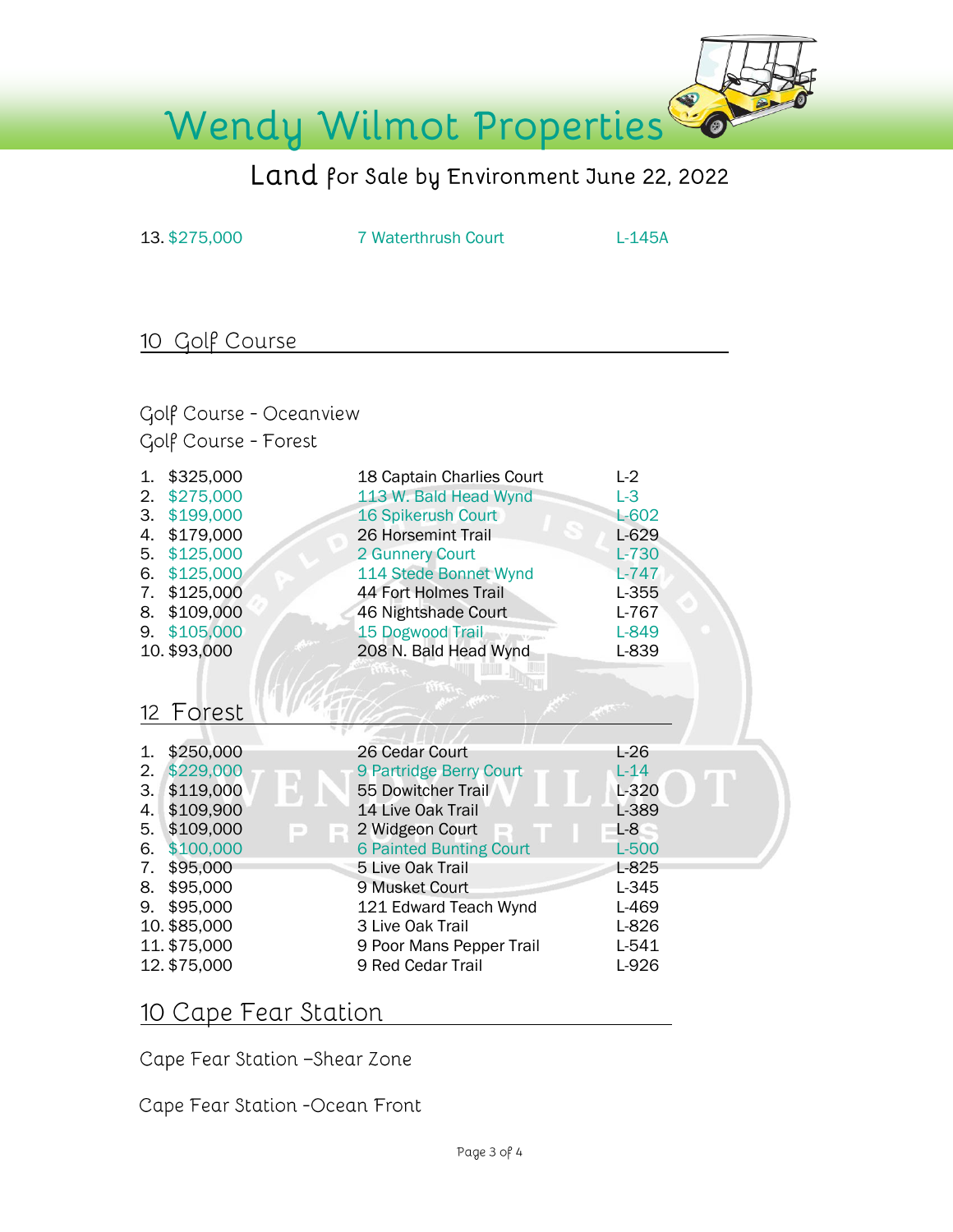# Wendy Wilmot Properties

## Land for Sale by Environment June 22, 2022

13. $275,000 | 7 Waterthrush Court | L-145A

## 10 Golf Course

Golf Course - Oceanview

Golf Course - Forest

| # | Price | Address | Lot |
|---|---|---|---|
| 1. | $325,000 | 18 Captain Charlies Court | L-2 |
| 2. | $275,000 | 113 W. Bald Head Wynd | L-3 |
| 3. | $199,000 | 16 Spikerush Court | L-602 |
| 4. | $179,000 | 26 Horsemint Trail | L-629 |
| 5. | $125,000 | 2 Gunnery Court | L-730 |
| 6. | $125,000 | 114 Stede Bonnet Wynd | L-747 |
| 7. | $125,000 | 44 Fort Holmes Trail | L-355 |
| 8. | $109,000 | 46 Nightshade Court | L-767 |
| 9. | $105,000 | 15 Dogwood Trail | L-849 |
| 10. | $93,000 | 208 N. Bald Head Wynd | L-839 |

## 12 Forest

| # | Price | Address | Lot |
|---|---|---|---|
| 1. | $250,000 | 26 Cedar Court | L-26 |
| 2. | $229,000 | 9 Partridge Berry Court | L-14 |
| 3. | $119,000 | 55 Dowitcher Trail | L-320 |
| 4. | $109,900 | 14 Live Oak Trail | L-389 |
| 5. | $109,000 | 2 Widgeon Court | L-8 |
| 6. | $100,000 | 6 Painted Bunting Court | L-500 |
| 7. | $95,000 | 5 Live Oak Trail | L-825 |
| 8. | $95,000 | 9 Musket Court | L-345 |
| 9. | $95,000 | 121 Edward Teach Wynd | L-469 |
| 10. | $85,000 | 3 Live Oak Trail | L-826 |
| 11. | $75,000 | 9 Poor Mans Pepper Trail | L-541 |
| 12. | $75,000 | 9 Red Cedar Trail | L-926 |

## 10 Cape Fear Station

Cape Fear Station –Shear Zone

Cape Fear Station -Ocean Front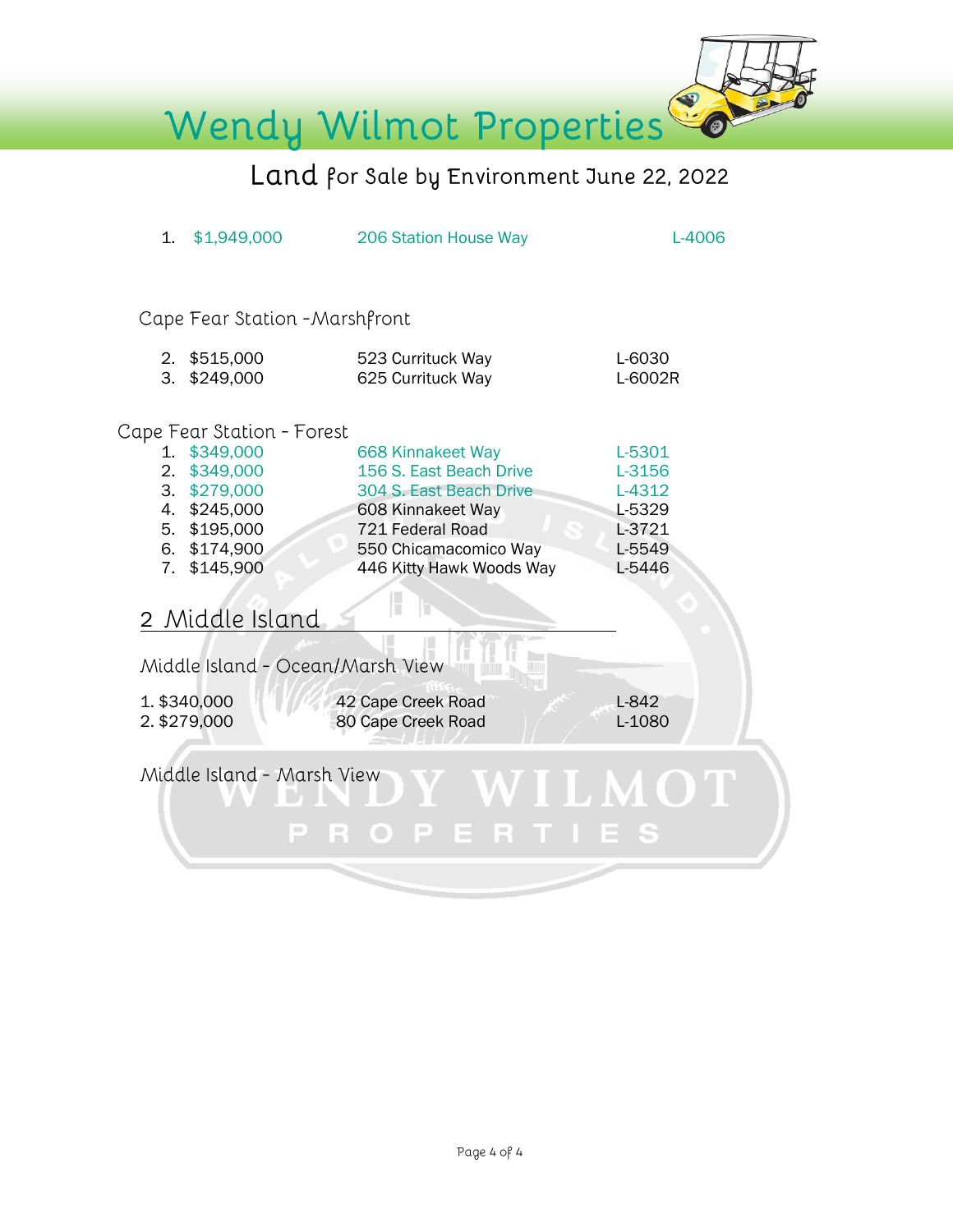# Wendy Wilmot Properties

## Land for Sale by Environment June 22, 2022

| | | | |
|---|---|---|---|
| 1. | $1,949,000 | 206 Station House Way | L-4006 |

### Cape Fear Station -Marshfront

| | | | |
|---|---|---|---|
| 2. | $515,000 | 523 Currituck Way | L-6030 |
| 3. | $249,000 | 625 Currituck Way | L-6002R |

### Cape Fear Station - Forest

| | | | |
|---|---|---|---|
| 1. | $349,000 | 668 Kinnakeet Way | L-5301 |
| 2. | $349,000 | 156 S. East Beach Drive | L-3156 |
| 3. | $279,000 | 304 S. East Beach Drive | L-4312 |
| 4. | $245,000 | 608 Kinnakeet Way | L-5329 |
| 5. | $195,000 | 721 Federal Road | L-3721 |
| 6. | $174,900 | 550 Chicamacomico Way | L-5549 |
| 7. | $145,900 | 446 Kitty Hawk Woods Way | L-5446 |

## 2 Middle Island

### Middle Island - Ocean/Marsh View

| | | | |
|---|---|---|---|
| 1. | $340,000 | 42 Cape Creek Road | L-842 |
| 2. | $279,000 | 80 Cape Creek Road | L-1080 |

### Middle Island - Marsh View